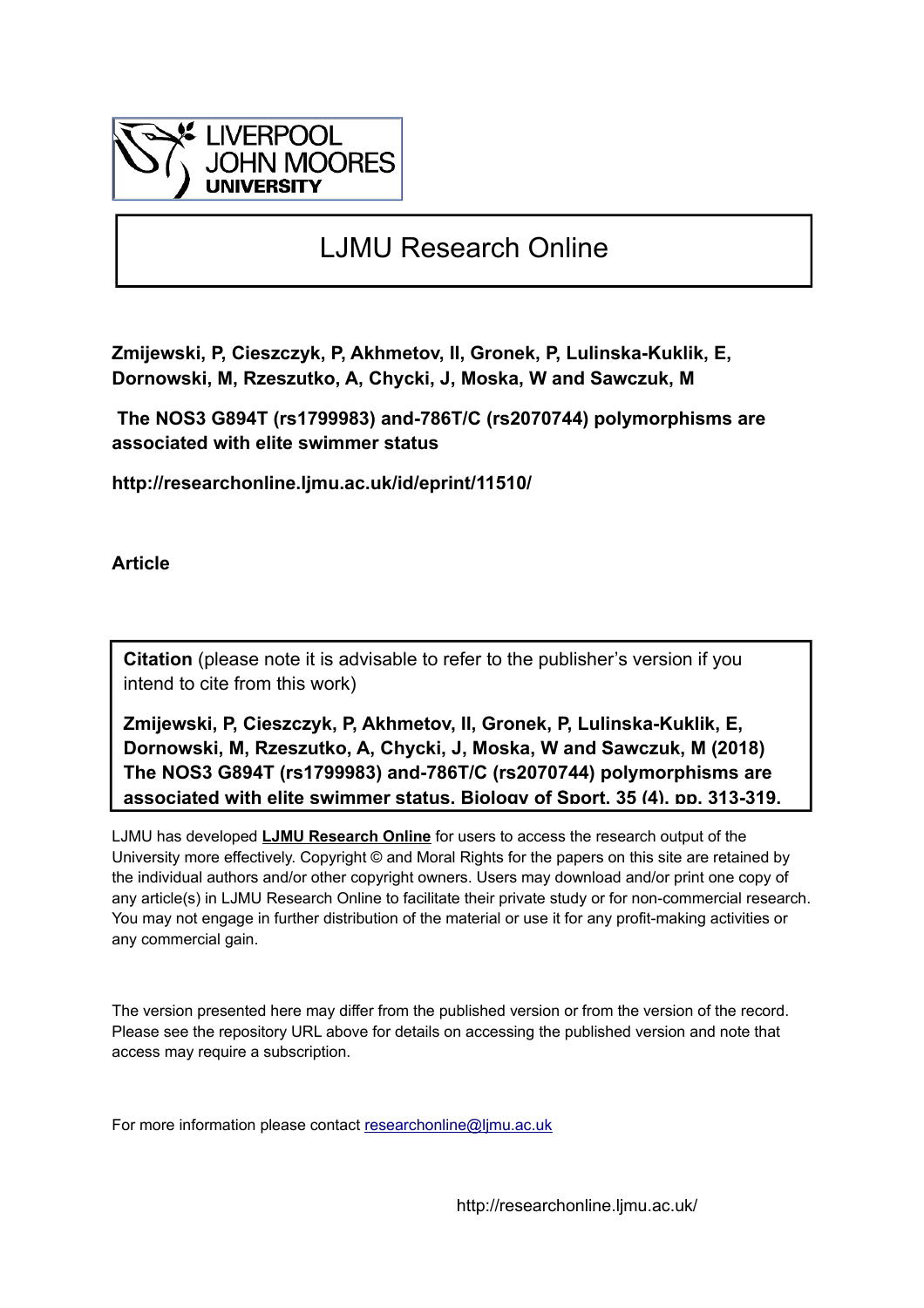# LJMU Research Online

**Zmijewski, P, Cieszczyk, P, Akhmetov, II, Gronek, P, Lulinska-Kuklik, E, Dornowski, M, Rzeszutko, A, Chycki, J, Moska, W and Sawczuk, M**

**The NOS3 G894T (rs1799983) and-786T/C (rs2070744) polymorphisms are associated with elite swimmer status**

**http://researchonline.ljmu.ac.uk/id/eprint/11510/**

**Article**

**Citation** (please note it is advisable to refer to the publisher's version if you intend to cite from this work)

**Zmijewski, P, Cieszczyk, P, Akhmetov, II, Gronek, P, Lulinska-Kuklik, E, Dornowski, M, Rzeszutko, A, Chycki, J, Moska, W and Sawczuk, M (2018) The NOS3 G894T (rs1799983) and-786T/C (rs2070744) polymorphisms are associated with elite swimmer status. Biology of Sport, 35 (4). pp. 313-319.**

LJMU has developed **LJMU Research Online** for users to access the research output of the University more effectively. Copyright © and Moral Rights for the papers on this site are retained by the individual authors and/or other copyright owners. Users may download and/or print one copy of any article(s) in LJMU Research Online to facilitate their private study or for non-commercial research. You may not engage in further distribution of the material or use it for any profit-making activities or any commercial gain.

The version presented here may differ from the published version or from the version of the record. Please see the repository URL above for details on accessing the published version and note that access may require a subscription.

For more information please contact researchonline@ljmu.ac.uk

http://researchonline.ljmu.ac.uk/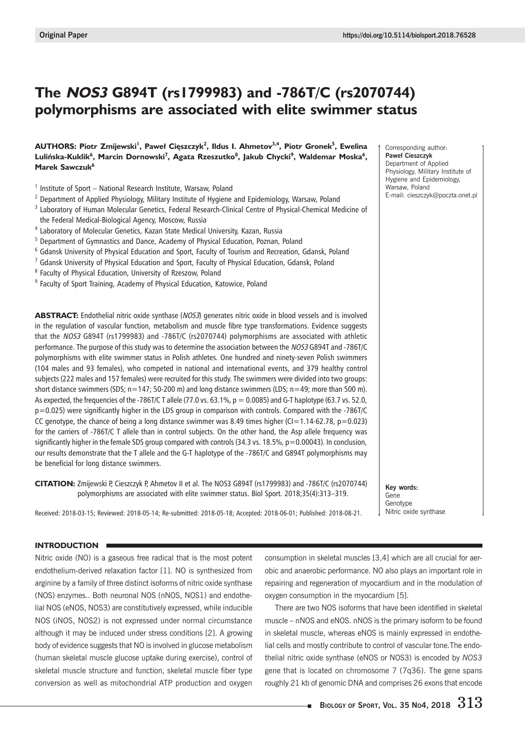Original Paper

# The *NOS3* G894T (rs1799983) and -786T/C (rs2070744) polymorphisms are associated with elite swimmer status

**AUTHORS:** Piotr Zmijewski[1], Paweł Cięszczyk[2], Ildus I. Ahmetov[3,4], Piotr Gronek[5], Ewelina Lulińska-Kuklik[6], Marcin Dornowski[7], Agata Rzeszutko[8], Jakub Chycki[9], Waldemar Moska[6], Marek Sawczuk[6]

[1] Institute of Sport – National Research Institute, Warsaw, Poland
[2] Department of Applied Physiology, Military Institute of Hygiene and Epidemiology, Warsaw, Poland
[3] Laboratory of Human Molecular Genetics, Federal Research-Clinical Centre of Physical-Chemical Medicine of the Federal Medical-Biological Agency, Moscow, Russia
[4] Laboratory of Molecular Genetics, Kazan State Medical University, Kazan, Russia
[5] Department of Gymnastics and Dance, Academy of Physical Education, Poznan, Poland
[6] Gdansk University of Physical Education and Sport, Faculty of Tourism and Recreation, Gdansk, Poland
[7] Gdansk University of Physical Education and Sport, Faculty of Physical Education, Gdansk, Poland
[8] Faculty of Physical Education, University of Rzeszow, Poland
[9] Faculty of Sport Training, Academy of Physical Education, Katowice, Poland

Corresponding author:
**Paweł Cieszczyk**
Department of Applied Physiology, Military Institute of Hygiene and Epidemiology, Warsaw, Poland
E-mail: cieszczyk@poczta.onet.pl

**ABSTRACT:** Endothelial nitric oxide synthase (*NOS3*) generates nitric oxide in blood vessels and is involved in the regulation of vascular function, metabolism and muscle fibre type transformations. Evidence suggests that the *NOS3* G894T (rs1799983) and -786T/C (rs2070744) polymorphisms are associated with athletic performance. The purpose of this study was to determine the association between the *NOS3* G894T and -786T/C polymorphisms with elite swimmer status in Polish athletes. One hundred and ninety-seven Polish swimmers (104 males and 93 females), who competed in national and international events, and 379 healthy control subjects (222 males and 157 females) were recruited for this study. The swimmers were divided into two groups: short distance swimmers (SDS; n=147; 50-200 m) and long distance swimmers (LDS; n=49; more than 500 m). As expected, the frequencies of the -786T/C T allele (77.0 vs. 63.1%, p = 0.0085) and G-T haplotype (63.7 vs. 52.0, p=0.025) were significantly higher in the LDS group in comparison with controls. Compared with the -786T/C CC genotype, the chance of being a long distance swimmer was 8.49 times higher (CI=1.14-62.78, p=0.023) for the carriers of -786T/C T allele than in control subjects. On the other hand, the Asp allele frequency was significantly higher in the female SDS group compared with controls (34.3 vs. 18.5%, p=0.00043). In conclusion, our results demonstrate that the T allele and the G-T haplotype of the -786T/C and G894T polymorphisms may be beneficial for long distance swimmers.

**CITATION:** Zmijewski P, Cieszczyk P, Ahmetov II et al. The NOS3 G894T (rs1799983) and -786T/C (rs2070744) polymorphisms are associated with elite swimmer status. Biol Sport. 2018;35(4):313–319.

Received: 2018-03-15; Reviewed: 2018-05-14; Re-submitted: 2018-05-18; Accepted: 2018-06-01; Published: 2018-08-21.

**Key words:**
Gene
Genotype
Nitric oxide synthase

## INTRODUCTION

Nitric oxide (NO) is a gaseous free radical that is the most potent endothelium-derived relaxation factor [1]. NO is synthesized from arginine by a family of three distinct isoforms of nitric oxide synthase (NOS) enzymes.. Both neuronal NOS (nNOS, NOS1) and endothelial NOS (eNOS, NOS3) are constitutively expressed, while inducible NOS (iNOS, NOS2) is not expressed under normal circumstance although it may be induced under stress conditions [2]. A growing body of evidence suggests that NO is involved in glucose metabolism (human skeletal muscle glucose uptake during exercise), control of skeletal muscle structure and function, skeletal muscle fiber type conversion as well as mitochondrial ATP production and oxygen consumption in skeletal muscles [3,4] which are all crucial for aerobic and anaerobic performance. NO also plays an important role in repairing and regeneration of myocardium and in the modulation of oxygen consumption in the myocardium [5].

There are two NOS isoforms that have been identified in skeletal muscle – nNOS and eNOS. nNOS is the primary isoform to be found in skeletal muscle, whereas eNOS is mainly expressed in endothelial cells and mostly contribute to control of vascular tone.The endothelial nitric oxide synthase (eNOS or NOS3) is encoded by *NOS3* gene that is located on chromosome 7 (7q36). The gene spans roughly 21 kb of genomic DNA and comprises 26 exons that encode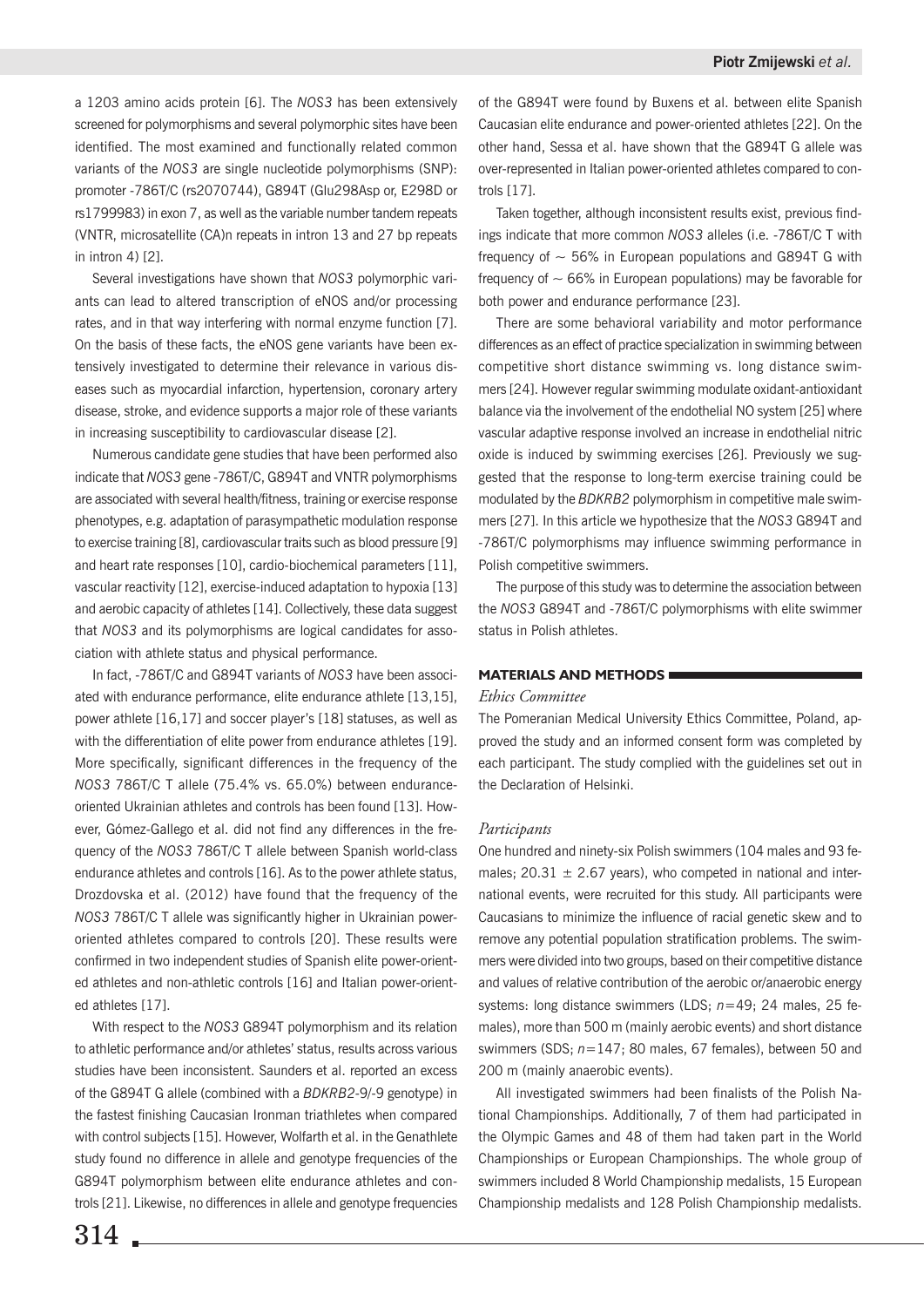a 1203 amino acids protein [6]. The *NOS3* has been extensively screened for polymorphisms and several polymorphic sites have been identified. The most examined and functionally related common variants of the *NOS3* are single nucleotide polymorphisms (SNP): promoter -786T/C (rs2070744), G894T (Glu298Asp or, E298D or rs1799983) in exon 7, as well as the variable number tandem repeats (VNTR, microsatellite (CA)n repeats in intron 13 and 27 bp repeats in intron 4) [2].

Several investigations have shown that *NOS3* polymorphic variants can lead to altered transcription of eNOS and/or processing rates, and in that way interfering with normal enzyme function [7]. On the basis of these facts, the eNOS gene variants have been extensively investigated to determine their relevance in various diseases such as myocardial infarction, hypertension, coronary artery disease, stroke, and evidence supports a major role of these variants in increasing susceptibility to cardiovascular disease [2].

Numerous candidate gene studies that have been performed also indicate that *NOS3* gene -786T/C, G894T and VNTR polymorphisms are associated with several health/fitness, training or exercise response phenotypes, e.g. adaptation of parasympathetic modulation response to exercise training [8], cardiovascular traits such as blood pressure [9] and heart rate responses [10], cardio-biochemical parameters [11], vascular reactivity [12], exercise-induced adaptation to hypoxia [13] and aerobic capacity of athletes [14]. Collectively, these data suggest that *NOS3* and its polymorphisms are logical candidates for association with athlete status and physical performance.

In fact, -786T/C and G894T variants of *NOS3* have been associated with endurance performance, elite endurance athlete [13,15], power athlete [16,17] and soccer player's [18] statuses, as well as with the differentiation of elite power from endurance athletes [19]. More specifically, significant differences in the frequency of the *NOS3* 786T/C T allele (75.4% vs. 65.0%) between endurance-oriented Ukrainian athletes and controls has been found [13]. However, Gómez-Gallego et al. did not find any differences in the frequency of the *NOS3* 786T/C T allele between Spanish world-class endurance athletes and controls [16]. As to the power athlete status, Drozdovska et al. (2012) have found that the frequency of the *NOS3* 786T/C T allele was significantly higher in Ukrainian power-oriented athletes compared to controls [20]. These results were confirmed in two independent studies of Spanish elite power-oriented athletes and non-athletic controls [16] and Italian power-oriented athletes [17].

With respect to the *NOS3* G894T polymorphism and its relation to athletic performance and/or athletes' status, results across various studies have been inconsistent. Saunders et al. reported an excess of the G894T G allele (combined with a *BDKRB2*-9/-9 genotype) in the fastest finishing Caucasian Ironman triathletes when compared with control subjects [15]. However, Wolfarth et al. in the Genathlete study found no difference in allele and genotype frequencies of the G894T polymorphism between elite endurance athletes and controls [21]. Likewise, no differences in allele and genotype frequencies of the G894T were found by Buxens et al. between elite Spanish Caucasian elite endurance and power-oriented athletes [22]. On the other hand, Sessa et al. have shown that the G894T G allele was over-represented in Italian power-oriented athletes compared to controls [17].

Taken together, although inconsistent results exist, previous findings indicate that more common *NOS3* alleles (i.e. -786T/C T with frequency of ~ 56% in European populations and G894T G with frequency of ~ 66% in European populations) may be favorable for both power and endurance performance [23].

There are some behavioral variability and motor performance differences as an effect of practice specialization in swimming between competitive short distance swimming vs. long distance swimmers [24]. However regular swimming modulate oxidant-antioxidant balance via the involvement of the endothelial NO system [25] where vascular adaptive response involved an increase in endothelial nitric oxide is induced by swimming exercises [26]. Previously we suggested that the response to long-term exercise training could be modulated by the *BDKRB2* polymorphism in competitive male swimmers [27]. In this article we hypothesize that the *NOS3* G894T and -786T/C polymorphisms may influence swimming performance in Polish competitive swimmers.

The purpose of this study was to determine the association between the *NOS3* G894T and -786T/C polymorphisms with elite swimmer status in Polish athletes.

## MATERIALS AND METHODS

### *Ethics Committee*

The Pomeranian Medical University Ethics Committee, Poland, approved the study and an informed consent form was completed by each participant. The study complied with the guidelines set out in the Declaration of Helsinki.

### *Participants*

One hundred and ninety-six Polish swimmers (104 males and 93 females; 20.31 ± 2.67 years), who competed in national and international events, were recruited for this study. All participants were Caucasians to minimize the influence of racial genetic skew and to remove any potential population stratification problems. The swimmers were divided into two groups, based on their competitive distance and values of relative contribution of the aerobic or/anaerobic energy systems: long distance swimmers (LDS; *n*=49; 24 males, 25 females), more than 500 m (mainly aerobic events) and short distance swimmers (SDS; *n*=147; 80 males, 67 females), between 50 and 200 m (mainly anaerobic events).

All investigated swimmers had been finalists of the Polish National Championships. Additionally, 7 of them had participated in the Olympic Games and 48 of them had taken part in the World Championships or European Championships. The whole group of swimmers included 8 World Championship medalists, 15 European Championship medalists and 128 Polish Championship medalists.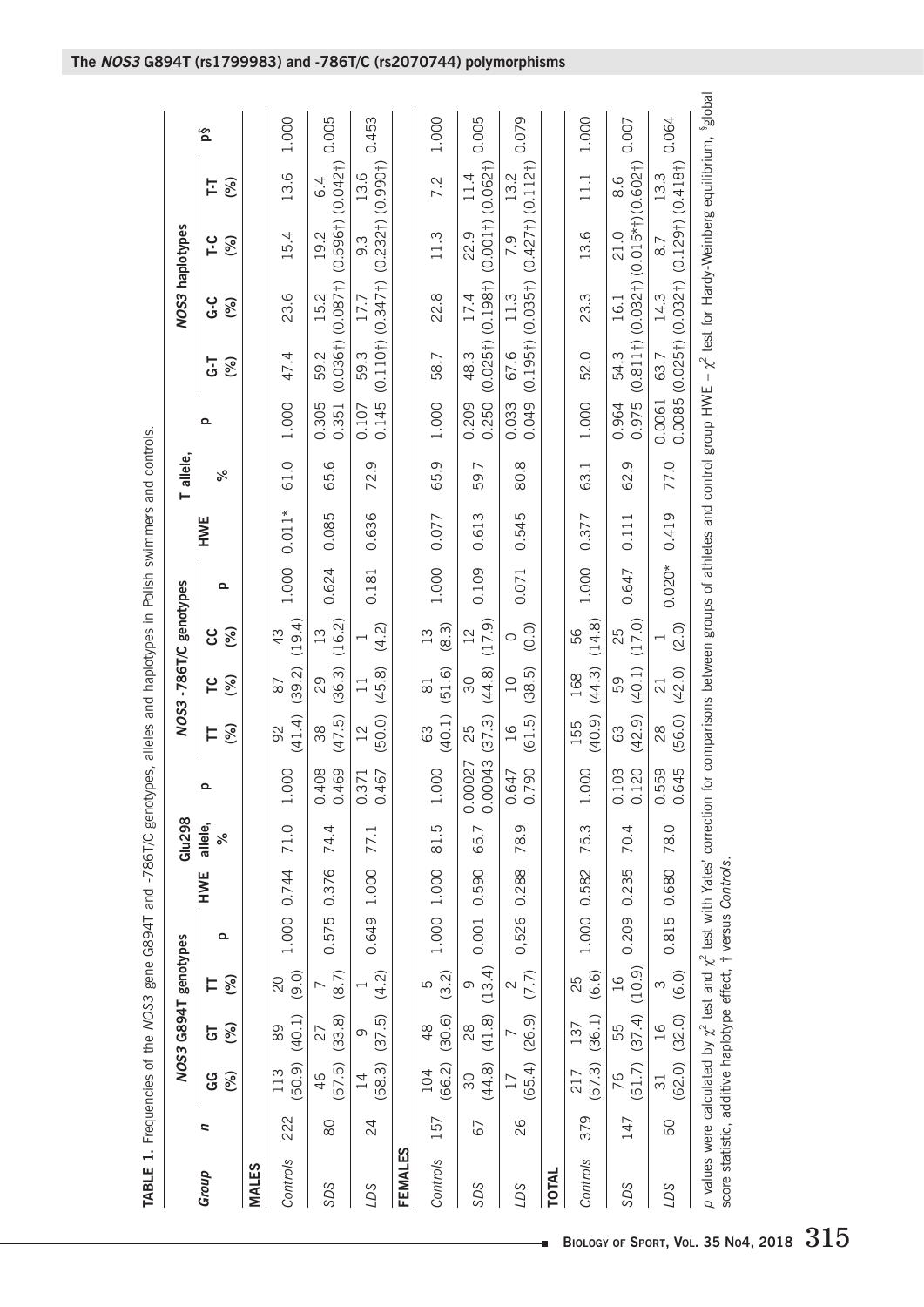**TABLE 1.** Frequencies of the *NOS3* gene G894T and -786T/C genotypes, alleles and haplotypes in Polish swimmers and controls.

| Group | n | *NOS3* G894T genotypes | | | | HWE | Glu298 allele, % | p | *NOS3* -786T/C genotypes | | | | HWE | T allele, % | p | *NOS3* haplotypes | | | | p$ |
|---|---|---|---|---|---|---|---|---|---|---|---|---|---|---|---|---|---|---|---|---|
| | | GG (%) | GT (%) | TT (%) | p | | | | TT (%) | TC (%) | CC (%) | p | | | | G-T (%) | G-C (%) | T-C (%) | T-T (%) | |
| **MALES** | | | | | | | | | | | | | | | | | | | | |
| *Controls* | 222 | 113 (50.9) | 89 (40.1) | 20 (9.0) | 1.000 | 0.744 | 71.0 | 1.000 | 92 (41.4) | 87 (39.2) | 43 (19.4) | 1.000 | 0.011* | 61.0 | 1.000 | 47.4 | 23.6 | 15.4 | 13.6 | 1.000 |
| *SDS* | 80 | 46 (57.5) | 27 (33.8) | 7 (8.7) | 0.575 | 0.376 | 74.4 | 0.408 0.469 | 38 (47.5) | 29 (36.3) | 13 (16.2) | 0.624 | 0.085 | 65.6 | 0.305 0.351 | 59.2 (0.036†) | 15.2 (0.087†) | 19.2 (0.596†) | 6.4 (0.042†) | 0.005 |
| *LDS* | 24 | 14 (58.3) | 9 (37.5) | 1 (4.2) | 0.649 | 1.000 | 77.1 | 0.371 0.467 | 12 (50.0) | 11 (45.8) | 1 (4.2) | 0.181 | 0.636 | 72.9 | 0.107 0.145 | 59.3 (0.110†) | 17.7 (0.347†) | 9.3 (0.232†) | 13.6 (0.990†) | 0.453 |
| **FEMALES** | | | | | | | | | | | | | | | | | | | | |
| *Controls* | 157 | 104 (66.2) | 48 (30.6) | 5 (3.2) | 1.000 | 1.000 | 81.5 | 1.000 | 63 (40.1) | 81 (51.6) | 13 (8.3) | 1.000 | 0.077 | 65.9 | 1.000 | 58.7 | 22.8 | 11.3 | 7.2 | 1.000 |
| *SDS* | 67 | 30 (44.8) | 28 (41.8) | 9 (13.4) | 0.001 | 0.590 | 65.7 | 0.00027 0.00043 | 25 (37.3) | 30 (44.8) | 12 (17.9) | 0.109 | 0.613 | 59.7 | 0.209 0.250 | 48.3 (0.025†) | 17.4 (0.198†) | 22.9 (0.001†) | 11.4 (0.062†) | 0.005 |
| *LDS* | 26 | 17 (65.4) | 7 (26.9) | 2 (7.7) | 0,526 | 0.288 | 78.9 | 0.647 0.790 | 16 (61.5) | 10 (38.5) | 0 (0.0) | 0.071 | 0.545 | 80.8 | 0.033 0.049 | 67.6 (0.195†) | 11.3 (0.035†) | 7.9 (0.427†) | 13.2 (0.112†) | 0.079 |
| **TOTAL** | | | | | | | | | | | | | | | | | | | | |
| *Controls* | 379 | 217 (57.3) | 137 (36.1) | 25 (6.6) | 1.000 | 0.582 | 75.3 | 1.000 | 155 (40.9) | 168 (44.3) | 56 (14.8) | 1.000 | 0.377 | 63.1 | 1.000 | 52.0 | 23.3 | 13.6 | 11.1 | 1.000 |
| *SDS* | 147 | 76 (51.7) | 55 (37.4) | 16 (10.9) | 0.209 | 0.235 | 70.4 | 0.103 0.120 | 63 (42.9) | 59 (40.1) | 25 (17.0) | 0.647 | 0.111 | 62.9 | 0.964 0.975 | 54.3 (0.811†) | 16.1 (0.032†) | 21.0 (0.015*†) | 8.6 (0.602†) | 0.007 |
| *LDS* | 50 | 31 (62.0) | 16 (32.0) | 3 (6.0) | 0.815 | 0.680 | 78.0 | 0.559 0.645 | 28 (56.0) | 21 (42.0) | 1 (2.0) | 0.020* | 0.419 | 77.0 | 0.0061 0.0085 | 63.7 (0.025†) | 14.3 (0.032†) | 8.7 (0.129†) | 13.3 (0.418†) | 0.064 |

*p* values were calculated by $\chi^2$ test and $\chi^2$ test with Yates' correction for comparisons between groups of athletes and control group HWE – $\chi^2$ test for Hardy-Weinberg equilibrium, $global score statistic, additive haplotype effect, † versus *Controls*.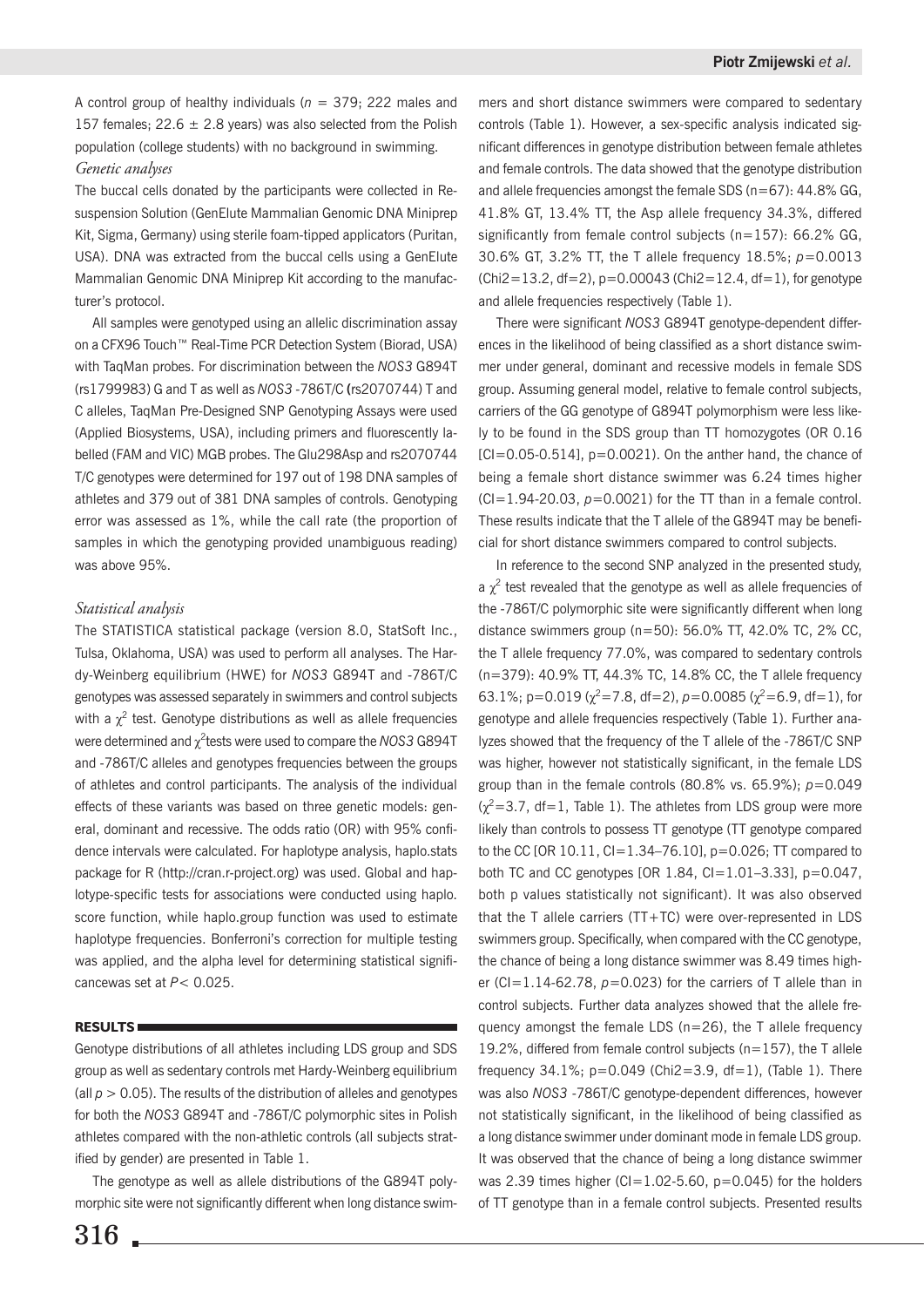A control group of healthy individuals ($n$ = 379; 222 males and 157 females; 22.6 ± 2.8 years) was also selected from the Polish population (college students) with no background in swimming.

*Genetic analyses*

The buccal cells donated by the participants were collected in Resuspension Solution (GenElute Mammalian Genomic DNA Miniprep Kit, Sigma, Germany) using sterile foam-tipped applicators (Puritan, USA). DNA was extracted from the buccal cells using a GenElute Mammalian Genomic DNA Miniprep Kit according to the manufacturer's protocol.

All samples were genotyped using an allelic discrimination assay on a CFX96 Touch™ Real-Time PCR Detection System (Biorad, USA) with TaqMan probes. For discrimination between the *NOS3* G894T (rs1799983) G and T as well as *NOS3* -786T/C (rs2070744) T and C alleles, TaqMan Pre-Designed SNP Genotyping Assays were used (Applied Biosystems, USA), including primers and fluorescently labelled (FAM and VIC) MGB probes. The Glu298Asp and rs2070744 T/C genotypes were determined for 197 out of 198 DNA samples of athletes and 379 out of 381 DNA samples of controls. Genotyping error was assessed as 1%, while the call rate (the proportion of samples in which the genotyping provided unambiguous reading) was above 95%.

*Statistical analysis*

The STATISTICA statistical package (version 8.0, StatSoft Inc., Tulsa, Oklahoma, USA) was used to perform all analyses. The Hardy-Weinberg equilibrium (HWE) for *NOS3* G894T and -786T/C genotypes was assessed separately in swimmers and control subjects with a $\chi^2$ test. Genotype distributions as well as allele frequencies were determined and $\chi^2$tests were used to compare the *NOS3* G894T and -786T/C alleles and genotypes frequencies between the groups of athletes and control participants. The analysis of the individual effects of these variants was based on three genetic models: general, dominant and recessive. The odds ratio (OR) with 95% confidence intervals were calculated. For haplotype analysis, haplo.stats package for R (http://cran.r-project.org) was used. Global and haplotype-specific tests for associations were conducted using haplo. score function, while haplo.group function was used to estimate haplotype frequencies. Bonferroni's correction for multiple testing was applied, and the alpha level for determining statistical significancewas set at $P$< 0.025.

## RESULTS

Genotype distributions of all athletes including LDS group and SDS group as well as sedentary controls met Hardy-Weinberg equilibrium (all $p$ > 0.05). The results of the distribution of alleles and genotypes for both the *NOS3* G894T and -786T/C polymorphic sites in Polish athletes compared with the non-athletic controls (all subjects stratified by gender) are presented in Table 1.

The genotype as well as allele distributions of the G894T polymorphic site were not significantly different when long distance swimmers and short distance swimmers were compared to sedentary controls (Table 1). However, a sex-specific analysis indicated significant differences in genotype distribution between female athletes and female controls. The data showed that the genotype distribution and allele frequencies amongst the female SDS (n=67): 44.8% GG, 41.8% GT, 13.4% TT, the Asp allele frequency 34.3%, differed significantly from female control subjects (n=157): 66.2% GG, 30.6% GT, 3.2% TT, the T allele frequency 18.5%; $p$=0.0013 (Chi2=13.2, df=2), p=0.00043 (Chi2=12.4, df=1), for genotype and allele frequencies respectively (Table 1).

There were significant *NOS3* G894T genotype-dependent differences in the likelihood of being classified as a short distance swimmer under general, dominant and recessive models in female SDS group. Assuming general model, relative to female control subjects, carriers of the GG genotype of G894T polymorphism were less likely to be found in the SDS group than TT homozygotes (OR 0.16 [CI=0.05-0.514], p=0.0021). On the anther hand, the chance of being a female short distance swimmer was 6.24 times higher (CI=1.94-20.03, $p$=0.0021) for the TT than in a female control. These results indicate that the T allele of the G894T may be beneficial for short distance swimmers compared to control subjects.

In reference to the second SNP analyzed in the presented study, a $\chi^2$ test revealed that the genotype as well as allele frequencies of the -786T/C polymorphic site were significantly different when long distance swimmers group (n=50): 56.0% TT, 42.0% TC, 2% CC, the T allele frequency 77.0%, was compared to sedentary controls (n=379): 40.9% TT, 44.3% TC, 14.8% CC, the T allele frequency 63.1%; p=0.019 ($\chi^2$=7.8, df=2), $p$=0.0085 ($\chi^2$=6.9, df=1), for genotype and allele frequencies respectively (Table 1). Further analyzes showed that the frequency of the T allele of the -786T/C SNP was higher, however not statistically significant, in the female LDS group than in the female controls (80.8% vs. 65.9%); $p$=0.049 ($\chi^2$=3.7, df=1, Table 1). The athletes from LDS group were more likely than controls to possess TT genotype (TT genotype compared to the CC [OR 10.11, CI=1.34–76.10], p=0.026; TT compared to both TC and CC genotypes [OR 1.84, CI=1.01–3.33], p=0.047, both p values statistically not significant). It was also observed that the T allele carriers (TT+TC) were over-represented in LDS swimmers group. Specifically, when compared with the CC genotype, the chance of being a long distance swimmer was 8.49 times higher (CI=1.14-62.78, $p$=0.023) for the carriers of T allele than in control subjects. Further data analyzes showed that the allele frequency amongst the female LDS (n=26), the T allele frequency 19.2%, differed from female control subjects (n=157), the T allele frequency 34.1%; p=0.049 (Chi2=3.9, df=1), (Table 1). There was also *NOS3* -786T/C genotype-dependent differences, however not statistically significant, in the likelihood of being classified as a long distance swimmer under dominant mode in female LDS group. It was observed that the chance of being a long distance swimmer was 2.39 times higher (CI=1.02-5.60, p=0.045) for the holders of TT genotype than in a female control subjects. Presented results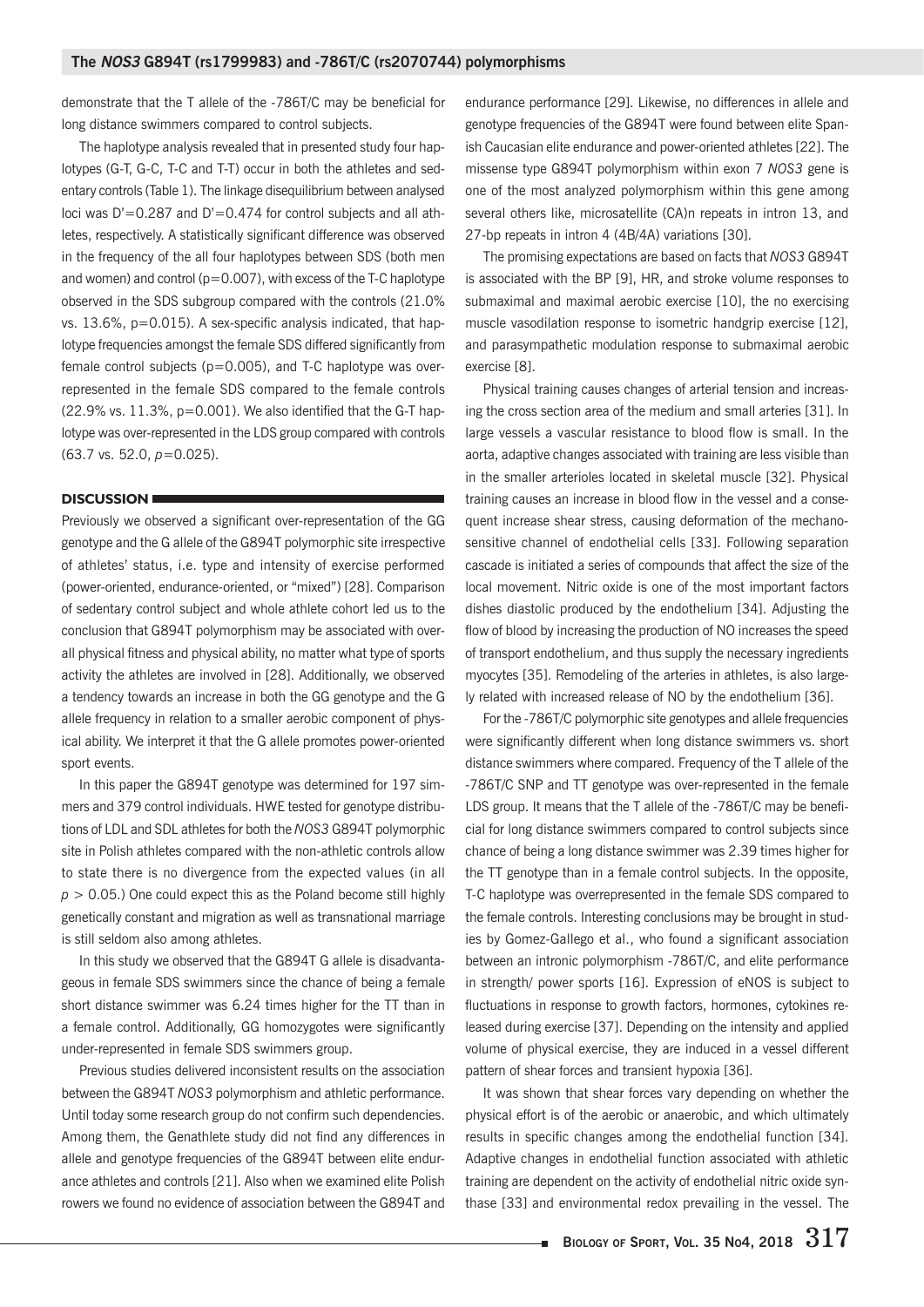demonstrate that the T allele of the -786T/C may be beneficial for long distance swimmers compared to control subjects.

The haplotype analysis revealed that in presented study four haplotypes (G-T, G-C, T-C and T-T) occur in both the athletes and sedentary controls (Table 1). The linkage disequilibrium between analysed loci was D'=0.287 and D'=0.474 for control subjects and all athletes, respectively. A statistically significant difference was observed in the frequency of the all four haplotypes between SDS (both men and women) and control (p=0.007), with excess of the T-C haplotype observed in the SDS subgroup compared with the controls (21.0% vs. 13.6%, p=0.015). A sex-specific analysis indicated, that haplotype frequencies amongst the female SDS differed significantly from female control subjects (p=0.005), and T-C haplotype was over-represented in the female SDS compared to the female controls (22.9% vs. 11.3%, p=0.001). We also identified that the G-T haplotype was over-represented in the LDS group compared with controls (63.7 vs. 52.0, *p*=0.025).

## DISCUSSION

Previously we observed a significant over-representation of the GG genotype and the G allele of the G894T polymorphic site irrespective of athletes' status, i.e. type and intensity of exercise performed (power-oriented, endurance-oriented, or "mixed") [28]. Comparison of sedentary control subject and whole athlete cohort led us to the conclusion that G894T polymorphism may be associated with overall physical fitness and physical ability, no matter what type of sports activity the athletes are involved in [28]. Additionally, we observed a tendency towards an increase in both the GG genotype and the G allele frequency in relation to a smaller aerobic component of physical ability. We interpret it that the G allele promotes power-oriented sport events.

In this paper the G894T genotype was determined for 197 simmers and 379 control individuals. HWE tested for genotype distributions of LDL and SDL athletes for both the *NOS3* G894T polymorphic site in Polish athletes compared with the non-athletic controls allow to state there is no divergence from the expected values (in all $p > 0.05$.) One could expect this as the Poland become still highly genetically constant and migration as well as transnational marriage is still seldom also among athletes.

In this study we observed that the G894T G allele is disadvantageous in female SDS swimmers since the chance of being a female short distance swimmer was 6.24 times higher for the TT than in a female control. Additionally, GG homozygotes were significantly under-represented in female SDS swimmers group.

Previous studies delivered inconsistent results on the association between the G894T *NOS3* polymorphism and athletic performance. Until today some research group do not confirm such dependencies. Among them, the Genathlete study did not find any differences in allele and genotype frequencies of the G894T between elite endurance athletes and controls [21]. Also when we examined elite Polish rowers we found no evidence of association between the G894T and endurance performance [29]. Likewise, no differences in allele and genotype frequencies of the G894T were found between elite Spanish Caucasian elite endurance and power-oriented athletes [22]. The missense type G894T polymorphism within exon 7 *NOS3* gene is one of the most analyzed polymorphism within this gene among several others like, microsatellite (CA)n repeats in intron 13, and 27-bp repeats in intron 4 (4B/4A) variations [30].

The promising expectations are based on facts that *NOS3* G894T is associated with the BP [9], HR, and stroke volume responses to submaximal and maximal aerobic exercise [10], the no exercising muscle vasodilation response to isometric handgrip exercise [12], and parasympathetic modulation response to submaximal aerobic exercise [8].

Physical training causes changes of arterial tension and increasing the cross section area of the medium and small arteries [31]. In large vessels a vascular resistance to blood flow is small. In the aorta, adaptive changes associated with training are less visible than in the smaller arterioles located in skeletal muscle [32]. Physical training causes an increase in blood flow in the vessel and a consequent increase shear stress, causing deformation of the mechanosensitive channel of endothelial cells [33]. Following separation cascade is initiated a series of compounds that affect the size of the local movement. Nitric oxide is one of the most important factors dishes diastolic produced by the endothelium [34]. Adjusting the flow of blood by increasing the production of NO increases the speed of transport endothelium, and thus supply the necessary ingredients myocytes [35]. Remodeling of the arteries in athletes, is also largely related with increased release of NO by the endothelium [36].

For the -786T/C polymorphic site genotypes and allele frequencies were significantly different when long distance swimmers vs. short distance swimmers where compared. Frequency of the T allele of the -786T/C SNP and TT genotype was over-represented in the female LDS group. It means that the T allele of the -786T/C may be beneficial for long distance swimmers compared to control subjects since chance of being a long distance swimmer was 2.39 times higher for the TT genotype than in a female control subjects. In the opposite, T-C haplotype was overrepresented in the female SDS compared to the female controls. Interesting conclusions may be brought in studies by Gomez-Gallego et al., who found a significant association between an intronic polymorphism -786T/C, and elite performance in strength/ power sports [16]. Expression of eNOS is subject to fluctuations in response to growth factors, hormones, cytokines released during exercise [37]. Depending on the intensity and applied volume of physical exercise, they are induced in a vessel different pattern of shear forces and transient hypoxia [36].

It was shown that shear forces vary depending on whether the physical effort is of the aerobic or anaerobic, and which ultimately results in specific changes among the endothelial function [34]. Adaptive changes in endothelial function associated with athletic training are dependent on the activity of endothelial nitric oxide synthase [33] and environmental redox prevailing in the vessel. The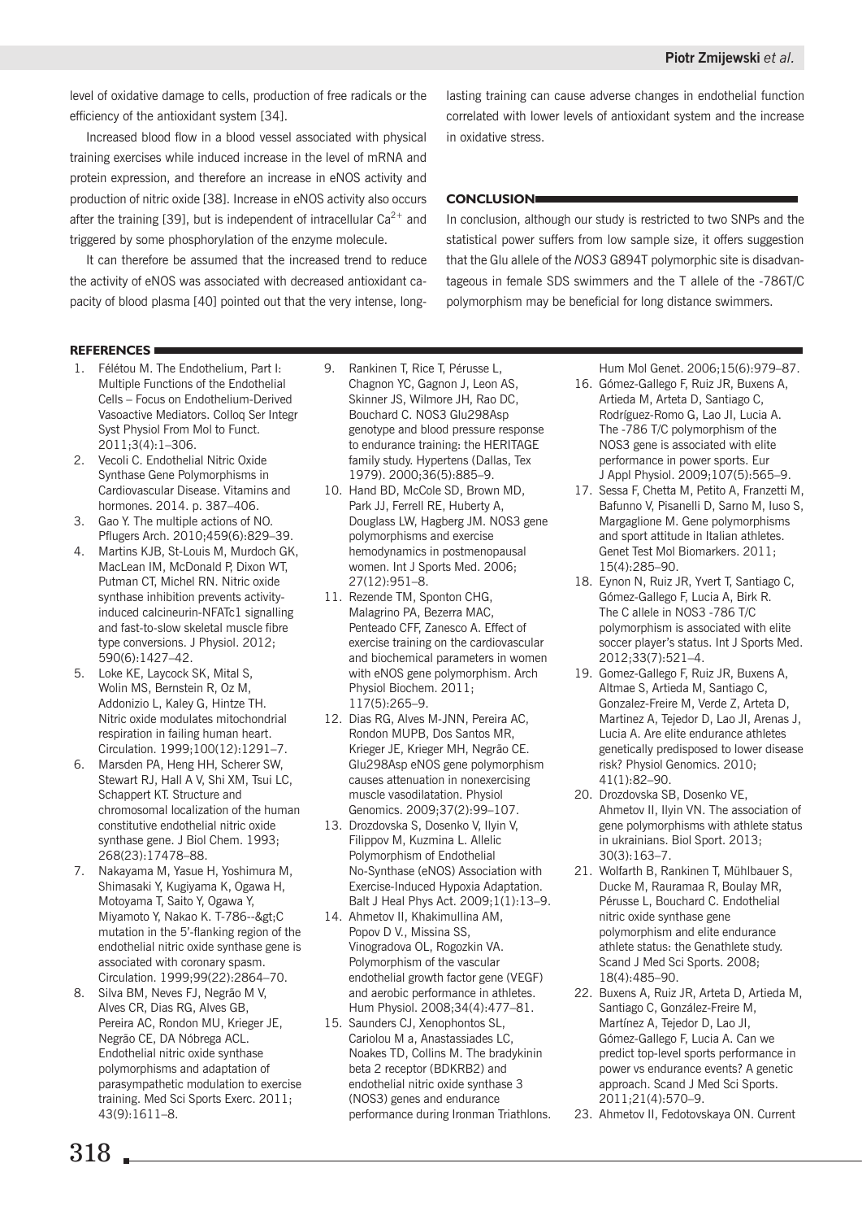level of oxidative damage to cells, production of free radicals or the efficiency of the antioxidant system [34].

Increased blood flow in a blood vessel associated with physical training exercises while induced increase in the level of mRNA and protein expression, and therefore an increase in eNOS activity and production of nitric oxide [38]. Increase in eNOS activity also occurs after the training [39], but is independent of intracellular $Ca^{2+}$ and triggered by some phosphorylation of the enzyme molecule.

It can therefore be assumed that the increased trend to reduce the activity of eNOS was associated with decreased antioxidant capacity of blood plasma [40] pointed out that the very intense, long-lasting training can cause adverse changes in endothelial function correlated with lower levels of antioxidant system and the increase in oxidative stress.

## CONCLUSION

In conclusion, although our study is restricted to two SNPs and the statistical power suffers from low sample size, it offers suggestion that the Glu allele of the *NOS3* G894T polymorphic site is disadvantageous in female SDS swimmers and the T allele of the -786T/C polymorphism may be beneficial for long distance swimmers.

## REFERENCES

1. Félétou M. The Endothelium, Part I: Multiple Functions of the Endothelial Cells – Focus on Endothelium-Derived Vasoactive Mediators. Colloq Ser Integr Syst Physiol From Mol to Funct. 2011;3(4):1–306.
2. Vecoli C. Endothelial Nitric Oxide Synthase Gene Polymorphisms in Cardiovascular Disease. Vitamins and hormones. 2014. p. 387–406.
3. Gao Y. The multiple actions of NO. Pflugers Arch. 2010;459(6):829–39.
4. Martins KJB, St-Louis M, Murdoch GK, MacLean IM, McDonald P, Dixon WT, Putman CT, Michel RN. Nitric oxide synthase inhibition prevents activity-induced calcineurin-NFATc1 signalling and fast-to-slow skeletal muscle fibre type conversions. J Physiol. 2012; 590(6):1427–42.
5. Loke KE, Laycock SK, Mital S, Wolin MS, Bernstein R, Oz M, Addonizio L, Kaley G, Hintze TH. Nitric oxide modulates mitochondrial respiration in failing human heart. Circulation. 1999;100(12):1291–7.
6. Marsden PA, Heng HH, Scherer SW, Stewart RJ, Hall A V, Shi XM, Tsui LC, Schappert KT. Structure and chromosomal localization of the human constitutive endothelial nitric oxide synthase gene. J Biol Chem. 1993; 268(23):17478–88.
7. Nakayama M, Yasue H, Yoshimura M, Shimasaki Y, Kugiyama K, Ogawa H, Motoyama T, Saito Y, Ogawa Y, Miyamoto Y, Nakao K. T-786--&gt;C mutation in the 5'-flanking region of the endothelial nitric oxide synthase gene is associated with coronary spasm. Circulation. 1999;99(22):2864–70.
8. Silva BM, Neves FJ, Negrão M V, Alves CR, Dias RG, Alves GB, Pereira AC, Rondon MU, Krieger JE, Negrão CE, DA Nóbrega ACL. Endothelial nitric oxide synthase polymorphisms and adaptation of parasympathetic modulation to exercise training. Med Sci Sports Exerc. 2011; 43(9):1611–8.
9. Rankinen T, Rice T, Pérusse L, Chagnon YC, Gagnon J, Leon AS, Skinner JS, Wilmore JH, Rao DC, Bouchard C. NOS3 Glu298Asp genotype and blood pressure response to endurance training: the HERITAGE family study. Hypertens (Dallas, Tex 1979). 2000;36(5):885–9.
10. Hand BD, McCole SD, Brown MD, Park JJ, Ferrell RE, Huberty A, Douglass LW, Hagberg JM. NOS3 gene polymorphisms and exercise hemodynamics in postmenopausal women. Int J Sports Med. 2006; 27(12):951–8.
11. Rezende TM, Sponton CHG, Malagrino PA, Bezerra MAC, Penteado CFF, Zanesco A. Effect of exercise training on the cardiovascular and biochemical parameters in women with eNOS gene polymorphism. Arch Physiol Biochem. 2011; 117(5):265–9.
12. Dias RG, Alves M-JNN, Pereira AC, Rondon MUPB, Dos Santos MR, Krieger JE, Krieger MH, Negrão CE. Glu298Asp eNOS gene polymorphism causes attenuation in nonexercising muscle vasodilatation. Physiol Genomics. 2009;37(2):99–107.
13. Drozdovska S, Dosenko V, Ilyin V, Filippov M, Kuzmina L. Allelic Polymorphism of Endothelial No-Synthase (eNOS) Association with Exercise-Induced Hypoxia Adaptation. Balt J Heal Phys Act. 2009;1(1):13–9.
14. Ahmetov II, Khakimullina AM, Popov D V., Missina SS, Vinogradova OL, Rogozkin VA. Polymorphism of the vascular endothelial growth factor gene (VEGF) and aerobic performance in athletes. Hum Physiol. 2008;34(4):477–81.
15. Saunders CJ, Xenophontos SL, Cariolou M a, Anastassiades LC, Noakes TD, Collins M. The bradykinin beta 2 receptor (BDKRB2) and endothelial nitric oxide synthase 3 (NOS3) genes and endurance performance during Ironman Triathlons. Hum Mol Genet. 2006;15(6):979–87.
16. Gómez-Gallego F, Ruiz JR, Buxens A, Artieda M, Arteta D, Santiago C, Rodríguez-Romo G, Lao JI, Lucia A. The -786 T/C polymorphism of the NOS3 gene is associated with elite performance in power sports. Eur J Appl Physiol. 2009;107(5):565–9.
17. Sessa F, Chetta M, Petito A, Franzetti M, Bafunno V, Pisanelli D, Sarno M, Iuso S, Margaglione M. Gene polymorphisms and sport attitude in Italian athletes. Genet Test Mol Biomarkers. 2011; 15(4):285–90.
18. Eynon N, Ruiz JR, Yvert T, Santiago C, Gómez-Gallego F, Lucia A, Birk R. The C allele in NOS3 -786 T/C polymorphism is associated with elite soccer player's status. Int J Sports Med. 2012;33(7):521–4.
19. Gomez-Gallego F, Ruiz JR, Buxens A, Altmae S, Artieda M, Santiago C, Gonzalez-Freire M, Verde Z, Arteta D, Martinez A, Tejedor D, Lao JI, Arenas J, Lucia A. Are elite endurance athletes genetically predisposed to lower disease risk? Physiol Genomics. 2010; 41(1):82–90.
20. Drozdovska SB, Dosenko VE, Ahmetov II, Ilyin VN. The association of gene polymorphisms with athlete status in ukrainians. Biol Sport. 2013; 30(3):163–7.
21. Wolfarth B, Rankinen T, Mühlbauer S, Ducke M, Rauramaa R, Boulay MR, Pérusse L, Bouchard C. Endothelial nitric oxide synthase gene polymorphism and elite endurance athlete status: the Genathlete study. Scand J Med Sci Sports. 2008; 18(4):485–90.
22. Buxens A, Ruiz JR, Arteta D, Artieda M, Santiago C, González-Freire M, Martínez A, Tejedor D, Lao JI, Gómez-Gallego F, Lucia A. Can we predict top-level sports performance in power vs endurance events? A genetic approach. Scand J Med Sci Sports. 2011;21(4):570–9.
23. Ahmetov II, Fedotovskaya ON. Current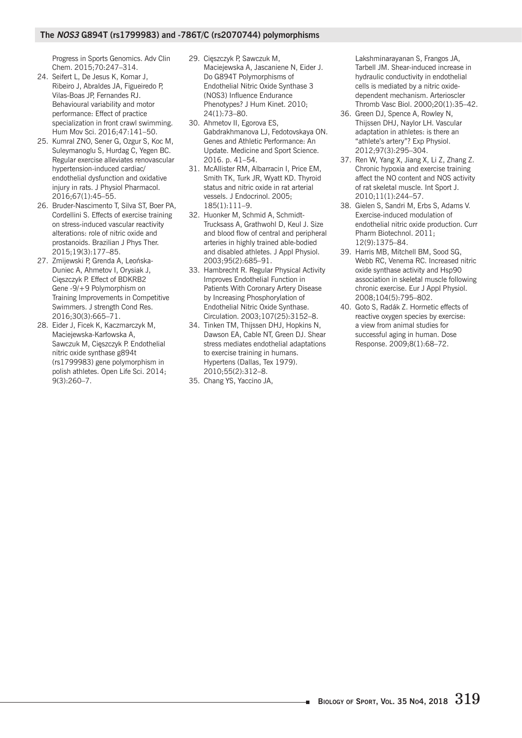Progress in Sports Genomics. Adv Clin Chem. 2015;70:247–314.

24. Seifert L, De Jesus K, Komar J, Ribeiro J, Abraldes JA, Figueiredo P, Vilas-Boas JP, Fernandes RJ. Behavioural variability and motor performance: Effect of practice specialization in front crawl swimming. Hum Mov Sci. 2016;47:141–50.
25. Kumral ZNO, Sener G, Ozgur S, Koc M, Suleymanoglu S, Hurdag C, Yegen BC. Regular exercise alleviates renovascular hypertension-induced cardiac/endothelial dysfunction and oxidative injury in rats. J Physiol Pharmacol. 2016;67(1):45–55.
26. Bruder-Nascimento T, Silva ST, Boer PA, Cordellini S. Effects of exercise training on stress-induced vascular reactivity alterations: role of nitric oxide and prostanoids. Brazilian J Phys Ther. 2015;19(3):177–85.
27. Zmijewski P, Grenda A, Leońska-Duniec A, Ahmetov I, Orysiak J, Cięszczyk P. Effect of BDKRB2 Gene -9/+9 Polymorphism on Training Improvements in Competitive Swimmers. J strength Cond Res. 2016;30(3):665–71.
28. Eider J, Ficek K, Kaczmarczyk M, Maciejewska-Karłowska A, Sawczuk M, Cięszczyk P. Endothelial nitric oxide synthase g894t (rs1799983) gene polymorphism in polish athletes. Open Life Sci. 2014; 9(3):260–7.
29. Cięszczyk P, Sawczuk M, Maciejewska A, Jascaniene N, Eider J. Do G894T Polymorphisms of Endothelial Nitric Oxide Synthase 3 (NOS3) Influence Endurance Phenotypes? J Hum Kinet. 2010; 24(1):73–80.
30. Ahmetov II, Egorova ES, Gabdrakhmanova LJ, Fedotovskaya ON. Genes and Athletic Performance: An Update. Medicine and Sport Science. 2016. p. 41–54.
31. McAllister RM, Albarracin I, Price EM, Smith TK, Turk JR, Wyatt KD. Thyroid status and nitric oxide in rat arterial vessels. J Endocrinol. 2005; 185(1):111–9.
32. Huonker M, Schmid A, Schmidt-Trucksass A, Grathwohl D, Keul J. Size and blood flow of central and peripheral arteries in highly trained able-bodied and disabled athletes. J Appl Physiol. 2003;95(2):685–91.
33. Hambrecht R. Regular Physical Activity Improves Endothelial Function in Patients With Coronary Artery Disease by Increasing Phosphorylation of Endothelial Nitric Oxide Synthase. Circulation. 2003;107(25):3152–8.
34. Tinken TM, Thijssen DHJ, Hopkins N, Dawson EA, Cable NT, Green DJ. Shear stress mediates endothelial adaptations to exercise training in humans. Hypertens (Dallas, Tex 1979). 2010;55(2):312–8.
35. Chang YS, Yaccino JA, Lakshminarayanan S, Frangos JA, Tarbell JM. Shear-induced increase in hydraulic conductivity in endothelial cells is mediated by a nitric oxide-dependent mechanism. Arterioscler Thromb Vasc Biol. 2000;20(1):35–42.
36. Green DJ, Spence A, Rowley N, Thijssen DHJ, Naylor LH. Vascular adaptation in athletes: is there an "athlete's artery"? Exp Physiol. 2012;97(3):295–304.
37. Ren W, Yang X, Jiang X, Li Z, Zhang Z. Chronic hypoxia and exercise training affect the NO content and NOS activity of rat skeletal muscle. Int Sport J. 2010;11(1):244–57.
38. Gielen S, Sandri M, Erbs S, Adams V. Exercise-induced modulation of endothelial nitric oxide production. Curr Pharm Biotechnol. 2011; 12(9):1375–84.
39. Harris MB, Mitchell BM, Sood SG, Webb RC, Venema RC. Increased nitric oxide synthase activity and Hsp90 association in skeletal muscle following chronic exercise. Eur J Appl Physiol. 2008;104(5):795–802.
40. Goto S, Radák Z. Hormetic effects of reactive oxygen species by exercise: a view from animal studies for successful aging in human. Dose Response. 2009;8(1):68–72.